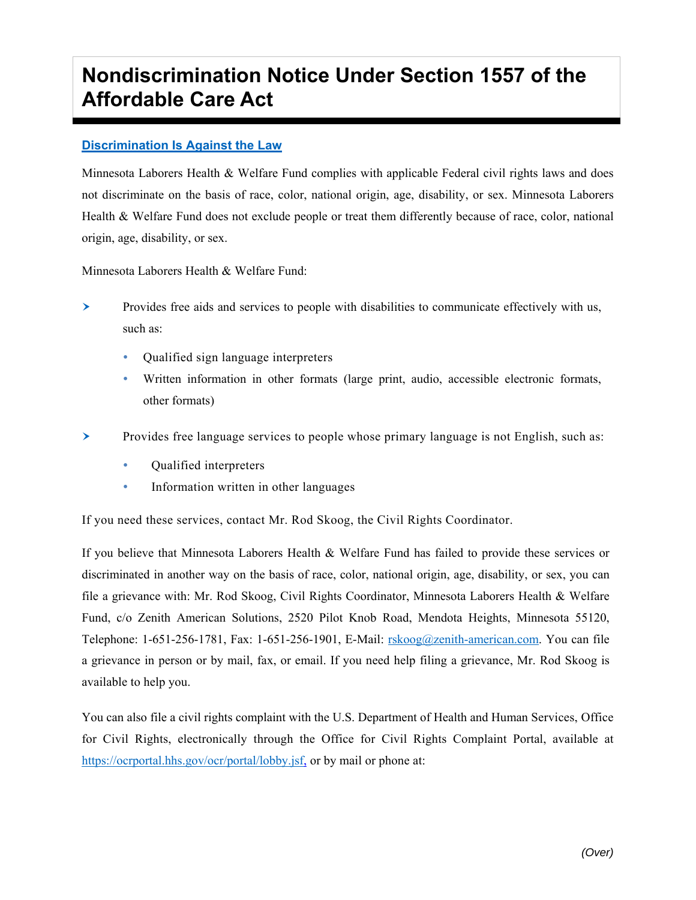# Nondiscrimination Notice Under Section 1557 of the Affordable Care Act

## Discrimination Is Against the Law

Minnesota Laborers Health & Welfare Fund complies with applicable Federal civil rights laws and does not discriminate on the basis of race, color, national origin, age, disability, or sex. Minnesota Laborers Health & Welfare Fund does not exclude people or treat them differently because of race, color, national origin, age, disability, or sex.

Minnesota Laborers Health & Welfare Fund:

- Provides free aids and services to people with disabilities to communicate effectively with us, such as:
  - Qualified sign language interpreters
  - Written information in other formats (large print, audio, accessible electronic formats, other formats)
- Provides free language services to people whose primary language is not English, such as:
  - Qualified interpreters
  - Information written in other languages

If you need these services, contact Mr. Rod Skoog, the Civil Rights Coordinator.

If you believe that Minnesota Laborers Health & Welfare Fund has failed to provide these services or discriminated in another way on the basis of race, color, national origin, age, disability, or sex, you can file a grievance with: Mr. Rod Skoog, Civil Rights Coordinator, Minnesota Laborers Health & Welfare Fund, c/o Zenith American Solutions, 2520 Pilot Knob Road, Mendota Heights, Minnesota 55120, Telephone: 1-651-256-1781, Fax: 1-651-256-1901, E-Mail: rskoog@zenith-american.com. You can file a grievance in person or by mail, fax, or email. If you need help filing a grievance, Mr. Rod Skoog is available to help you.

You can also file a civil rights complaint with the U.S. Department of Health and Human Services, Office for Civil Rights, electronically through the Office for Civil Rights Complaint Portal, available at https://ocrportal.hhs.gov/ocr/portal/lobby.jsf, or by mail or phone at:

*(Over)*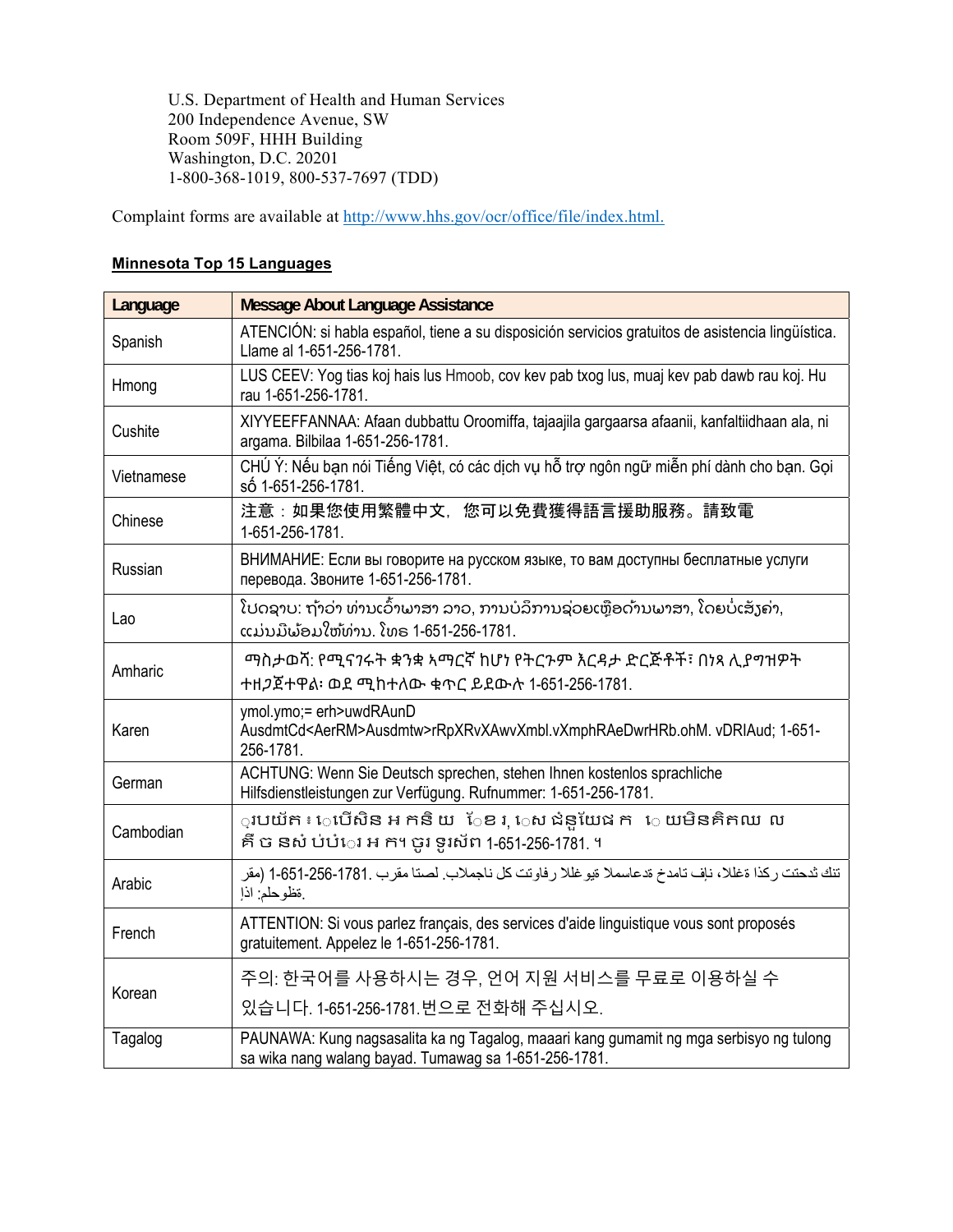U.S. Department of Health and Human Services
200 Independence Avenue, SW
Room 509F, HHH Building
Washington, D.C. 20201
1-800-368-1019, 800-537-7697 (TDD)

Complaint forms are available at http://www.hhs.gov/ocr/office/file/index.html.

**Minnesota Top 15 Languages**

| Language | Message About Language Assistance |
|---|---|
| Spanish | ATENCIÓN: si habla español, tiene a su disposición servicios gratuitos de asistencia lingüística. Llame al 1-651-256-1781. |
| Hmong | LUS CEEV: Yog tias koj hais lus Hmoob, cov kev pab txog lus, muaj kev pab dawb rau koj. Hu rau 1-651-256-1781. |
| Cushite | XIYYEEFFANNAA: Afaan dubbattu Oroomiffa, tajaajila gargaarsa afaanii, kanfaltiidhaan ala, ni argama. Bilbilaa 1-651-256-1781. |
| Vietnamese | CHÚ Ý: Nếu bạn nói Tiếng Việt, có các dịch vụ hỗ trợ ngôn ngữ miễn phí dành cho bạn. Gọi số 1-651-256-1781. |
| Chinese | 注意：如果您使用繁體中文，您可以免費獲得語言援助服務。請致電 1-651-256-1781. |
| Russian | ВНИМАНИЕ: Если вы говорите на русском языке, то вам доступны бесплатные услуги перевода. Звоните 1-651-256-1781. |
| Lao | ໂປດຊາບ: ຖ້າວ່າ ທ່ານເວົ້າພາສາ ລາວ, ການບໍລິການຊ່ວຍເຫຼືອດ້ານພາສາ, ໂດຍບໍ່ເສັຽຄ່າ, ແມ່ນມີພ້ອມໃຫ້ທ່ານ. ໂທຣ 1-651-256-1781. |
| Amharic | ማስታወሻ: የሚናገሩት ቋንቋ ኣማርኛ ከሆነ የትርጉም እርዳታ ድርጅቶች፣ በነጻ ሊያግዝዎት ተዘጋጀተዋል፡ ወደ ሚከተለው ቁጥር ይደውሉ 1-651-256-1781. |
| Karen | ymol.ymo;= erh>uwdRAunD AusdmtCd<AerRM>Ausdmtw>rRpXRvXAwvXmbl.vXmphRAeDwrHRb.ohM. vDRIAud; 1-651-256-1781. |
| German | ACHTUNG: Wenn Sie Deutsch sprechen, stehen Ihnen kostenlos sprachliche Hilfsdienstleistungen zur Verfügung. Rufnummer: 1-651-256-1781. |
| Cambodian | ប្រយ័ត៖ បើសិនជាអ្នកនិយាយ ភាសាខ្មែរ, សេវាជំនួយផ្នែកភាសា ដោយមិនគិតឈ្នួល គឺអាចមានសំរាប់បំរើអ្នក។ ចូរ ទូរស័ព្ទ 1-651-256-1781. ។ |
| Arabic | ملحوظة: إذا كنت تتحدث اذكر اللغة، فإن خدمات المساعدة اللغوية تتوافر لك بالمجان. اتصل برقم 1-651-256-1781 (رقم |
| French | ATTENTION: Si vous parlez français, des services d'aide linguistique vous sont proposés gratuitement. Appelez le 1-651-256-1781. |
| Korean | 주의: 한국어를 사용하시는 경우, 언어 지원 서비스를 무료로 이용하실 수 있습니다. 1-651-256-1781. 번으로 전화해 주십시오. |
| Tagalog | PAUNAWA: Kung nagsasalita ka ng Tagalog, maaari kang gumamit ng mga serbisyo ng tulong sa wika nang walang bayad. Tumawag sa 1-651-256-1781. |